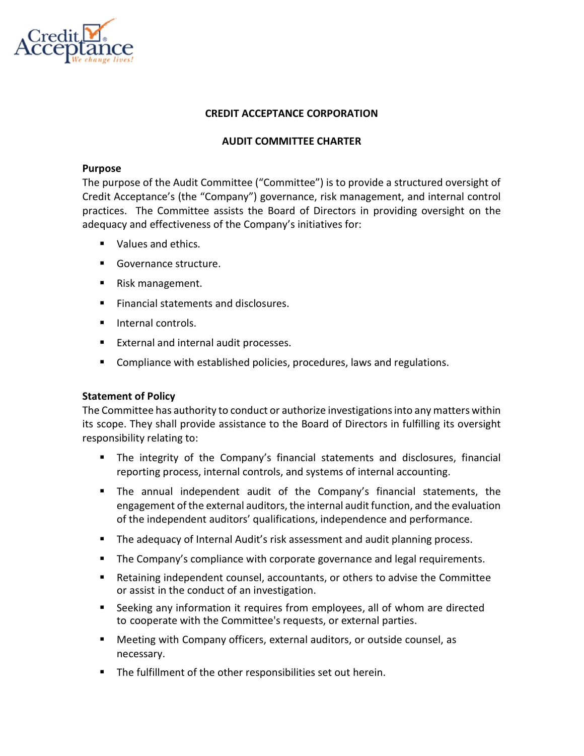# CREDIT ACCEPTANCE CORPORATION

## AUDIT COMMITTEE CHARTER

**Purpose**

The purpose of the Audit Committee ("Committee") is to provide a structured oversight of Credit Acceptance's (the "Company") governance, risk management, and internal control practices. The Committee assists the Board of Directors in providing oversight on the adequacy and effectiveness of the Company's initiatives for:

- Values and ethics.
- Governance structure.
- Risk management.
- Financial statements and disclosures.
- Internal controls.
- External and internal audit processes.
- Compliance with established policies, procedures, laws and regulations.

**Statement of Policy**

The Committee has authority to conduct or authorize investigations into any matters within its scope. They shall provide assistance to the Board of Directors in fulfilling its oversight responsibility relating to:

- The integrity of the Company's financial statements and disclosures, financial reporting process, internal controls, and systems of internal accounting.
- The annual independent audit of the Company's financial statements, the engagement of the external auditors, the internal audit function, and the evaluation of the independent auditors' qualifications, independence and performance.
- The adequacy of Internal Audit's risk assessment and audit planning process.
- The Company's compliance with corporate governance and legal requirements.
- Retaining independent counsel, accountants, or others to advise the Committee or assist in the conduct of an investigation.
- Seeking any information it requires from employees, all of whom are directed to cooperate with the Committee's requests, or external parties.
- Meeting with Company officers, external auditors, or outside counsel, as necessary.
- The fulfillment of the other responsibilities set out herein.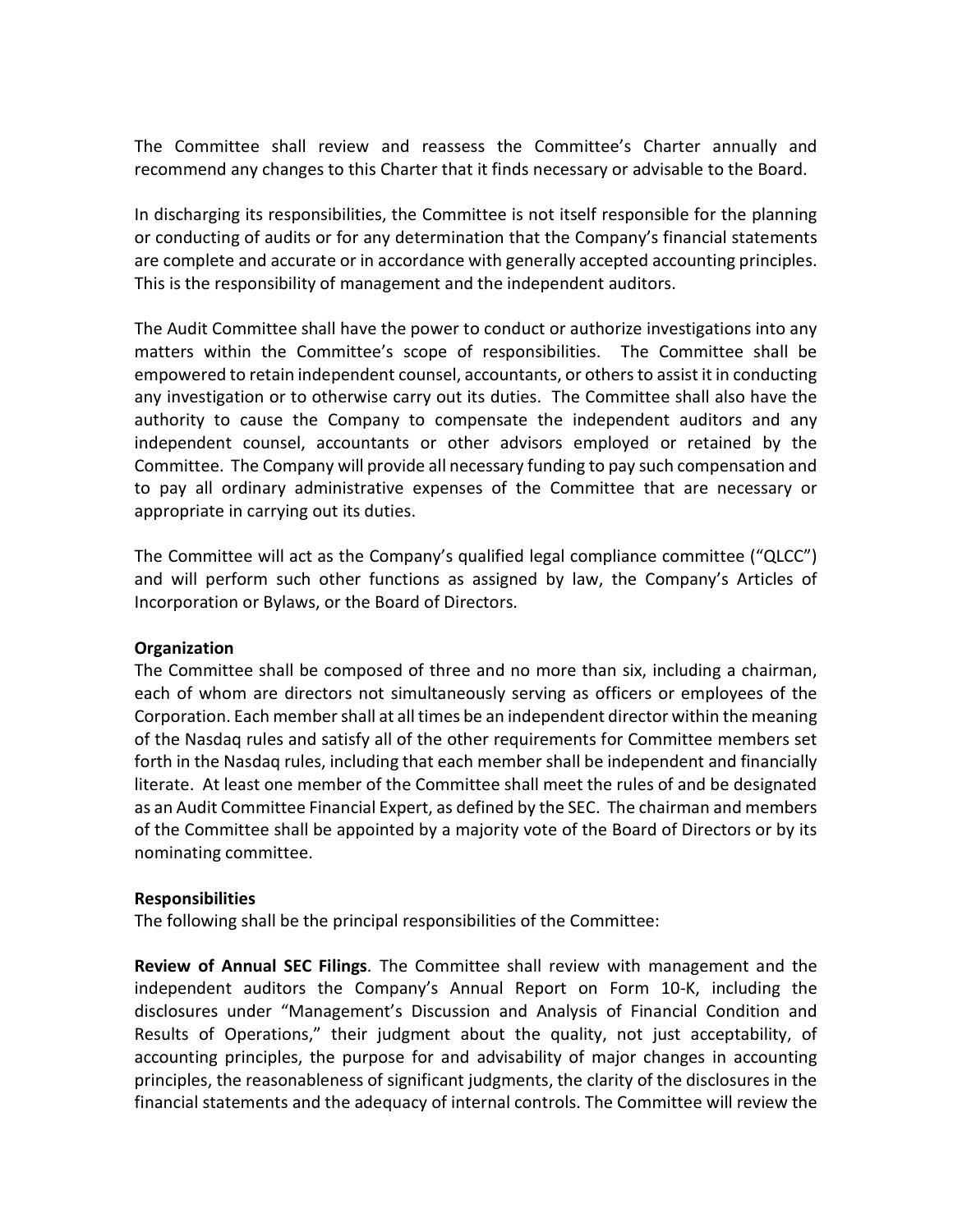The Committee shall review and reassess the Committee's Charter annually and recommend any changes to this Charter that it finds necessary or advisable to the Board.

In discharging its responsibilities, the Committee is not itself responsible for the planning or conducting of audits or for any determination that the Company's financial statements are complete and accurate or in accordance with generally accepted accounting principles. This is the responsibility of management and the independent auditors.

The Audit Committee shall have the power to conduct or authorize investigations into any matters within the Committee's scope of responsibilities. The Committee shall be empowered to retain independent counsel, accountants, or others to assist it in conducting any investigation or to otherwise carry out its duties. The Committee shall also have the authority to cause the Company to compensate the independent auditors and any independent counsel, accountants or other advisors employed or retained by the Committee. The Company will provide all necessary funding to pay such compensation and to pay all ordinary administrative expenses of the Committee that are necessary or appropriate in carrying out its duties.

The Committee will act as the Company's qualified legal compliance committee ("QLCC") and will perform such other functions as assigned by law, the Company's Articles of Incorporation or Bylaws, or the Board of Directors.

**Organization**

The Committee shall be composed of three and no more than six, including a chairman, each of whom are directors not simultaneously serving as officers or employees of the Corporation. Each member shall at all times be an independent director within the meaning of the Nasdaq rules and satisfy all of the other requirements for Committee members set forth in the Nasdaq rules, including that each member shall be independent and financially literate. At least one member of the Committee shall meet the rules of and be designated as an Audit Committee Financial Expert, as defined by the SEC. The chairman and members of the Committee shall be appointed by a majority vote of the Board of Directors or by its nominating committee.

**Responsibilities**

The following shall be the principal responsibilities of the Committee:

**Review of Annual SEC Filings**. The Committee shall review with management and the independent auditors the Company's Annual Report on Form 10-K, including the disclosures under "Management's Discussion and Analysis of Financial Condition and Results of Operations," their judgment about the quality, not just acceptability, of accounting principles, the purpose for and advisability of major changes in accounting principles, the reasonableness of significant judgments, the clarity of the disclosures in the financial statements and the adequacy of internal controls. The Committee will review the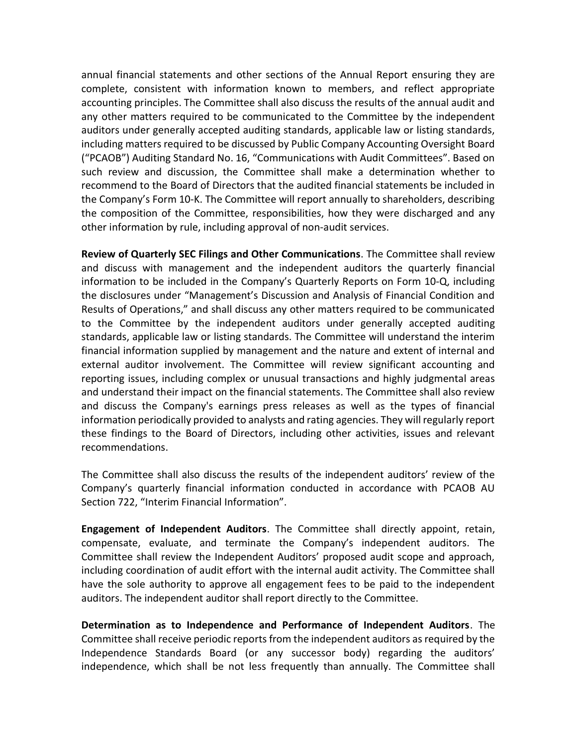annual financial statements and other sections of the Annual Report ensuring they are complete, consistent with information known to members, and reflect appropriate accounting principles. The Committee shall also discuss the results of the annual audit and any other matters required to be communicated to the Committee by the independent auditors under generally accepted auditing standards, applicable law or listing standards, including matters required to be discussed by Public Company Accounting Oversight Board ("PCAOB") Auditing Standard No. 16, "Communications with Audit Committees". Based on such review and discussion, the Committee shall make a determination whether to recommend to the Board of Directors that the audited financial statements be included in the Company's Form 10-K. The Committee will report annually to shareholders, describing the composition of the Committee, responsibilities, how they were discharged and any other information by rule, including approval of non-audit services.

**Review of Quarterly SEC Filings and Other Communications**. The Committee shall review and discuss with management and the independent auditors the quarterly financial information to be included in the Company's Quarterly Reports on Form 10-Q, including the disclosures under "Management's Discussion and Analysis of Financial Condition and Results of Operations," and shall discuss any other matters required to be communicated to the Committee by the independent auditors under generally accepted auditing standards, applicable law or listing standards. The Committee will understand the interim financial information supplied by management and the nature and extent of internal and external auditor involvement. The Committee will review significant accounting and reporting issues, including complex or unusual transactions and highly judgmental areas and understand their impact on the financial statements. The Committee shall also review and discuss the Company's earnings press releases as well as the types of financial information periodically provided to analysts and rating agencies. They will regularly report these findings to the Board of Directors, including other activities, issues and relevant recommendations.

The Committee shall also discuss the results of the independent auditors' review of the Company's quarterly financial information conducted in accordance with PCAOB AU Section 722, "Interim Financial Information".

**Engagement of Independent Auditors**. The Committee shall directly appoint, retain, compensate, evaluate, and terminate the Company's independent auditors. The Committee shall review the Independent Auditors' proposed audit scope and approach, including coordination of audit effort with the internal audit activity. The Committee shall have the sole authority to approve all engagement fees to be paid to the independent auditors. The independent auditor shall report directly to the Committee.

**Determination as to Independence and Performance of Independent Auditors**. The Committee shall receive periodic reports from the independent auditors as required by the Independence Standards Board (or any successor body) regarding the auditors' independence, which shall be not less frequently than annually. The Committee shall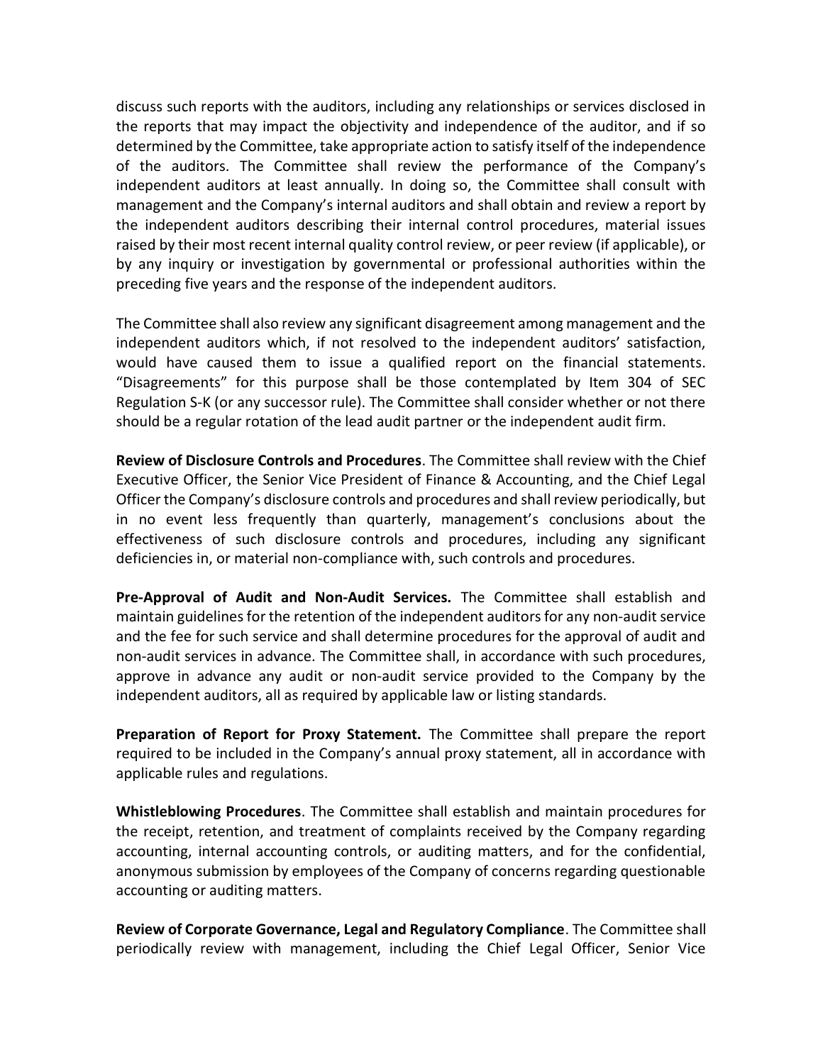discuss such reports with the auditors, including any relationships or services disclosed in the reports that may impact the objectivity and independence of the auditor, and if so determined by the Committee, take appropriate action to satisfy itself of the independence of the auditors. The Committee shall review the performance of the Company's independent auditors at least annually. In doing so, the Committee shall consult with management and the Company's internal auditors and shall obtain and review a report by the independent auditors describing their internal control procedures, material issues raised by their most recent internal quality control review, or peer review (if applicable), or by any inquiry or investigation by governmental or professional authorities within the preceding five years and the response of the independent auditors.

The Committee shall also review any significant disagreement among management and the independent auditors which, if not resolved to the independent auditors' satisfaction, would have caused them to issue a qualified report on the financial statements. "Disagreements" for this purpose shall be those contemplated by Item 304 of SEC Regulation S-K (or any successor rule). The Committee shall consider whether or not there should be a regular rotation of the lead audit partner or the independent audit firm.

**Review of Disclosure Controls and Procedures**. The Committee shall review with the Chief Executive Officer, the Senior Vice President of Finance & Accounting, and the Chief Legal Officer the Company's disclosure controls and procedures and shall review periodically, but in no event less frequently than quarterly, management's conclusions about the effectiveness of such disclosure controls and procedures, including any significant deficiencies in, or material non-compliance with, such controls and procedures.

**Pre-Approval of Audit and Non-Audit Services.** The Committee shall establish and maintain guidelines for the retention of the independent auditors for any non-audit service and the fee for such service and shall determine procedures for the approval of audit and non-audit services in advance. The Committee shall, in accordance with such procedures, approve in advance any audit or non-audit service provided to the Company by the independent auditors, all as required by applicable law or listing standards.

**Preparation of Report for Proxy Statement.** The Committee shall prepare the report required to be included in the Company's annual proxy statement, all in accordance with applicable rules and regulations.

**Whistleblowing Procedures**. The Committee shall establish and maintain procedures for the receipt, retention, and treatment of complaints received by the Company regarding accounting, internal accounting controls, or auditing matters, and for the confidential, anonymous submission by employees of the Company of concerns regarding questionable accounting or auditing matters.

**Review of Corporate Governance, Legal and Regulatory Compliance**. The Committee shall periodically review with management, including the Chief Legal Officer, Senior Vice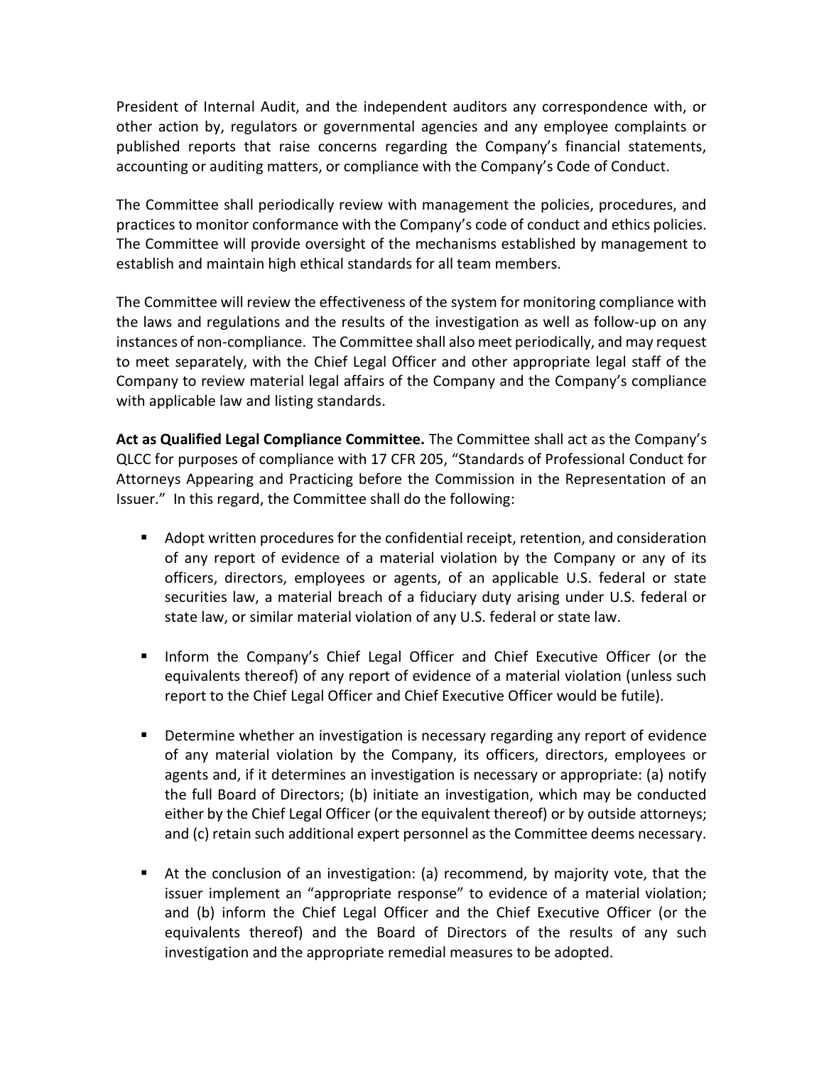President of Internal Audit, and the independent auditors any correspondence with, or other action by, regulators or governmental agencies and any employee complaints or published reports that raise concerns regarding the Company's financial statements, accounting or auditing matters, or compliance with the Company's Code of Conduct.

The Committee shall periodically review with management the policies, procedures, and practices to monitor conformance with the Company's code of conduct and ethics policies. The Committee will provide oversight of the mechanisms established by management to establish and maintain high ethical standards for all team members.

The Committee will review the effectiveness of the system for monitoring compliance with the laws and regulations and the results of the investigation as well as follow-up on any instances of non-compliance. The Committee shall also meet periodically, and may request to meet separately, with the Chief Legal Officer and other appropriate legal staff of the Company to review material legal affairs of the Company and the Company's compliance with applicable law and listing standards.

**Act as Qualified Legal Compliance Committee.** The Committee shall act as the Company's QLCC for purposes of compliance with 17 CFR 205, "Standards of Professional Conduct for Attorneys Appearing and Practicing before the Commission in the Representation of an Issuer." In this regard, the Committee shall do the following:

- Adopt written procedures for the confidential receipt, retention, and consideration of any report of evidence of a material violation by the Company or any of its officers, directors, employees or agents, of an applicable U.S. federal or state securities law, a material breach of a fiduciary duty arising under U.S. federal or state law, or similar material violation of any U.S. federal or state law.

- Inform the Company's Chief Legal Officer and Chief Executive Officer (or the equivalents thereof) of any report of evidence of a material violation (unless such report to the Chief Legal Officer and Chief Executive Officer would be futile).

- Determine whether an investigation is necessary regarding any report of evidence of any material violation by the Company, its officers, directors, employees or agents and, if it determines an investigation is necessary or appropriate: (a) notify the full Board of Directors; (b) initiate an investigation, which may be conducted either by the Chief Legal Officer (or the equivalent thereof) or by outside attorneys; and (c) retain such additional expert personnel as the Committee deems necessary.

- At the conclusion of an investigation: (a) recommend, by majority vote, that the issuer implement an "appropriate response" to evidence of a material violation; and (b) inform the Chief Legal Officer and the Chief Executive Officer (or the equivalents thereof) and the Board of Directors of the results of any such investigation and the appropriate remedial measures to be adopted.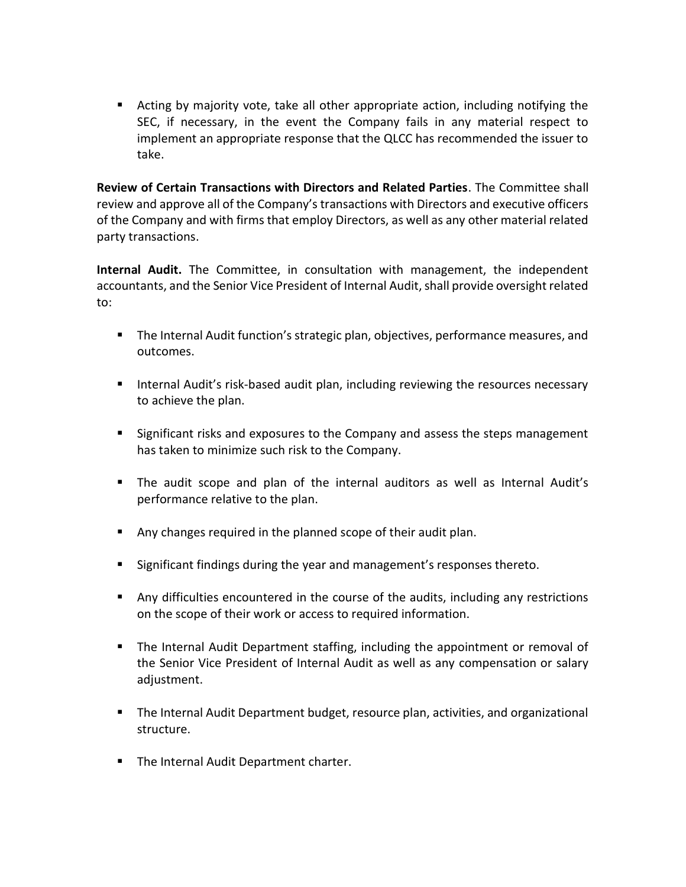- Acting by majority vote, take all other appropriate action, including notifying the SEC, if necessary, in the event the Company fails in any material respect to implement an appropriate response that the QLCC has recommended the issuer to take.

**Review of Certain Transactions with Directors and Related Parties**. The Committee shall review and approve all of the Company's transactions with Directors and executive officers of the Company and with firms that employ Directors, as well as any other material related party transactions.

**Internal Audit.** The Committee, in consultation with management, the independent accountants, and the Senior Vice President of Internal Audit, shall provide oversight related to:

- The Internal Audit function's strategic plan, objectives, performance measures, and outcomes.

- Internal Audit's risk-based audit plan, including reviewing the resources necessary to achieve the plan.

- Significant risks and exposures to the Company and assess the steps management has taken to minimize such risk to the Company.

- The audit scope and plan of the internal auditors as well as Internal Audit's performance relative to the plan.

- Any changes required in the planned scope of their audit plan.

- Significant findings during the year and management's responses thereto.

- Any difficulties encountered in the course of the audits, including any restrictions on the scope of their work or access to required information.

- The Internal Audit Department staffing, including the appointment or removal of the Senior Vice President of Internal Audit as well as any compensation or salary adjustment.

- The Internal Audit Department budget, resource plan, activities, and organizational structure.

- The Internal Audit Department charter.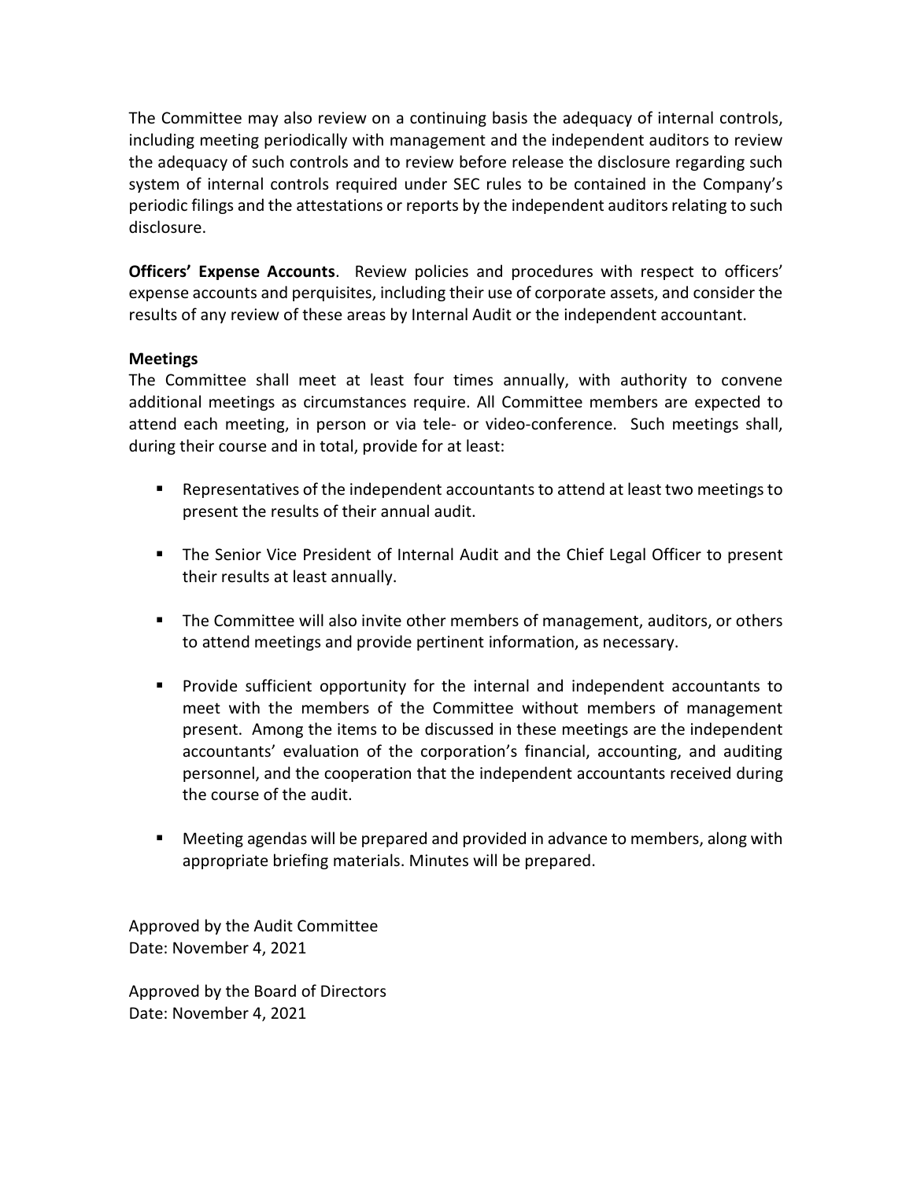The Committee may also review on a continuing basis the adequacy of internal controls, including meeting periodically with management and the independent auditors to review the adequacy of such controls and to review before release the disclosure regarding such system of internal controls required under SEC rules to be contained in the Company's periodic filings and the attestations or reports by the independent auditors relating to such disclosure.

**Officers' Expense Accounts**. Review policies and procedures with respect to officers' expense accounts and perquisites, including their use of corporate assets, and consider the results of any review of these areas by Internal Audit or the independent accountant.

**Meetings**

The Committee shall meet at least four times annually, with authority to convene additional meetings as circumstances require. All Committee members are expected to attend each meeting, in person or via tele- or video-conference. Such meetings shall, during their course and in total, provide for at least:

- Representatives of the independent accountants to attend at least two meetings to present the results of their annual audit.
- The Senior Vice President of Internal Audit and the Chief Legal Officer to present their results at least annually.
- The Committee will also invite other members of management, auditors, or others to attend meetings and provide pertinent information, as necessary.
- Provide sufficient opportunity for the internal and independent accountants to meet with the members of the Committee without members of management present. Among the items to be discussed in these meetings are the independent accountants' evaluation of the corporation's financial, accounting, and auditing personnel, and the cooperation that the independent accountants received during the course of the audit.
- Meeting agendas will be prepared and provided in advance to members, along with appropriate briefing materials. Minutes will be prepared.

Approved by the Audit Committee
Date: November 4, 2021

Approved by the Board of Directors
Date: November 4, 2021